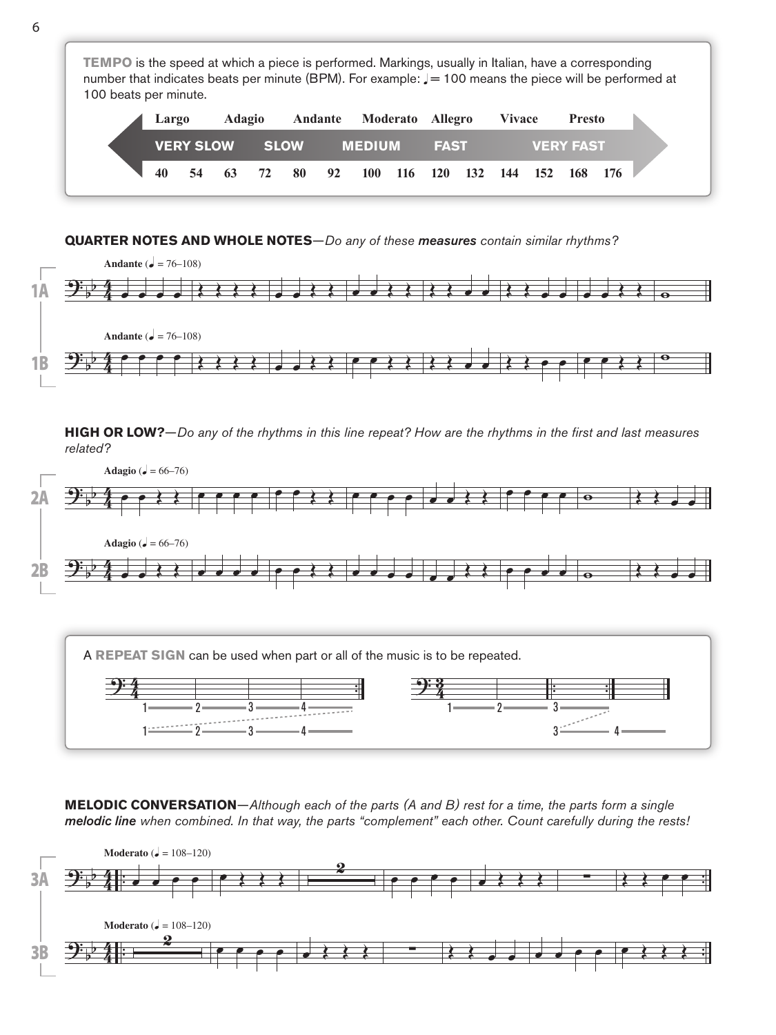**TEMPO** is the speed at which a piece is performed. Markings, usually in Italian, have a corresponding number that indicates beats per minute (BPM). For example: ♩= 100 means the piece will be performed at 100 beats per minute.

| Largo | Adagio | Andante | Moderato | Allegro | Vivace | Presto |
|---|---|---|---|---|---|---|
| VERY SLOW | SLOW | MEDIUM | FAST | VERY FAST | | |

40 54 63 72 80 92 100 116 120 132 144 152 168 176

**QUARTER NOTES AND WHOLE NOTES**—*Do any of these* ***measures*** *contain similar rhythms?*

1A Andante (♩ = 76–108)

1B Andante (♩ = 76–108)

**HIGH OR LOW?**—*Do any of the rhythms in this line repeat? How are the rhythms in the first and last measures related?*

2A Adagio (♩ = 66–76)

2B Adagio (♩ = 66–76)

A **REPEAT SIGN** can be used when part or all of the music is to be repeated.

**MELODIC CONVERSATION**—*Although each of the parts (A and B) rest for a time, the parts form a single* ***melodic line*** *when combined. In that way, the parts "complement" each other. Count carefully during the rests!*

3A Moderato (♩ = 108–120)

3B Moderato (♩ = 108–120)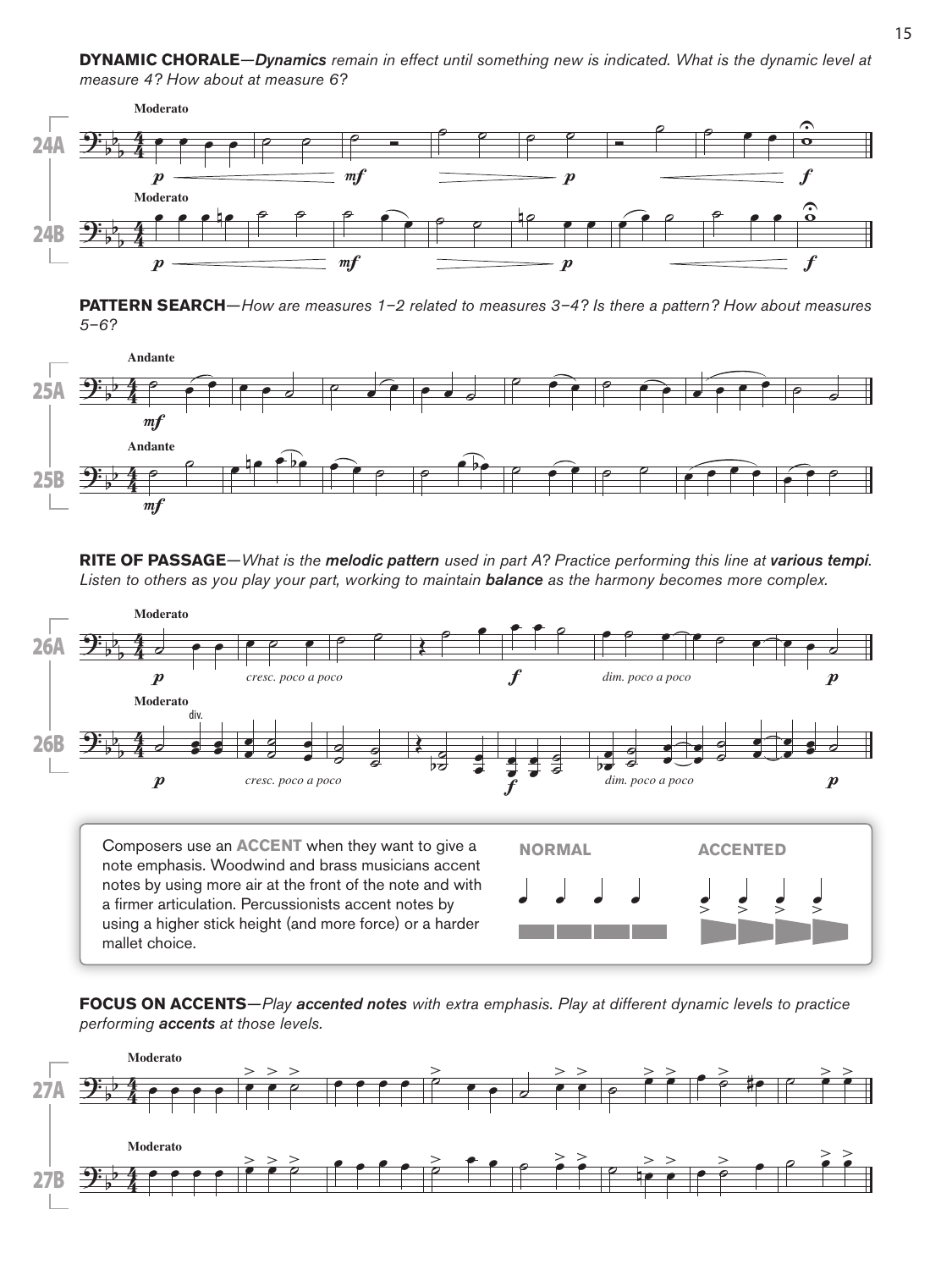**DYNAMIC CHORALE**—*Dynamics remain in effect until something new is indicated. What is the dynamic level at measure 4? How about at measure 6?*

**PATTERN SEARCH**—*How are measures 1–2 related to measures 3–4? Is there a pattern? How about measures 5–6?*

**RITE OF PASSAGE**—*What is the **melodic pattern** used in part A? Practice performing this line at **various tempi**. Listen to others as you play your part, working to maintain **balance** as the harmony becomes more complex.*

Composers use an **ACCENT** when they want to give a note emphasis. Woodwind and brass musicians accent notes by using more air at the front of the note and with a firmer articulation. Percussionists accent notes by using a higher stick height (and more force) or a harder mallet choice.

**NORMAL** **ACCENTED**

**FOCUS ON ACCENTS**—*Play **accented notes** with extra emphasis. Play at different dynamic levels to practice performing **accents** at those levels.*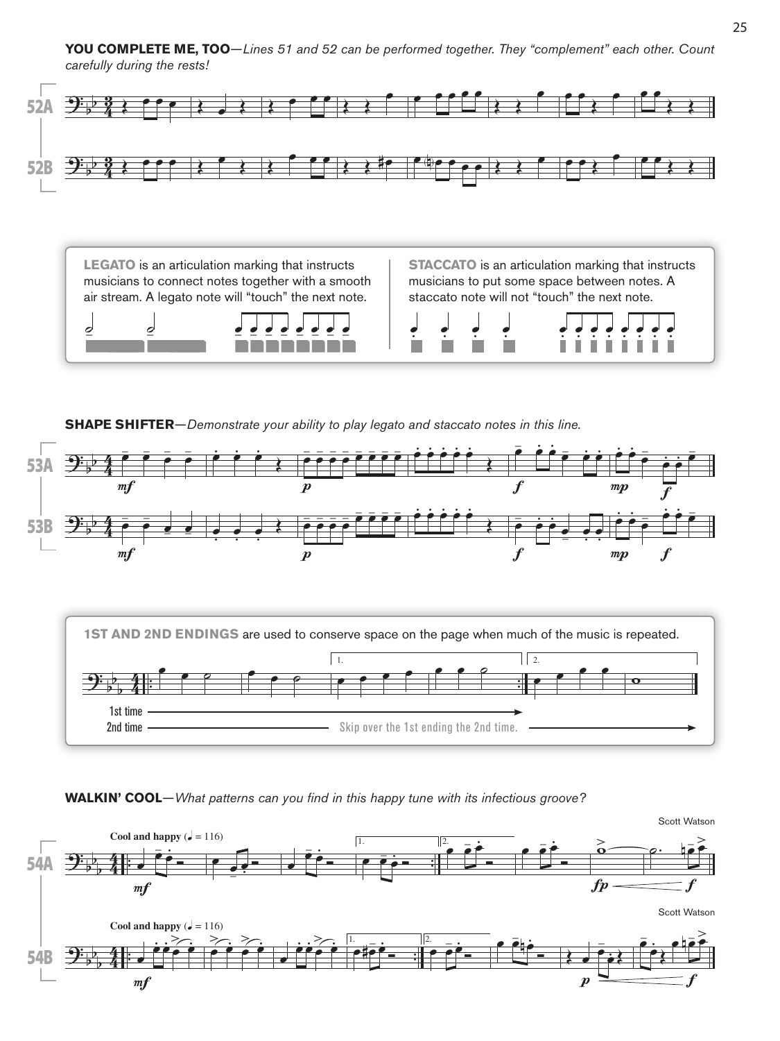**YOU COMPLETE ME, TOO**—*Lines 51 and 52 can be performed together. They "complement" each other. Count carefully during the rests!*

52A

52B

**LEGATO** is an articulation marking that instructs musicians to connect notes together with a smooth air stream. A legato note will "touch" the next note.

**STACCATO** is an articulation marking that instructs musicians to put some space between notes. A staccato note will not "touch" the next note.

**SHAPE SHIFTER**—*Demonstrate your ability to play legato and staccato notes in this line.*

53A

53B

**1ST AND 2ND ENDINGS** are used to conserve space on the page when much of the music is repeated.

1st time

2nd time — Skip over the 1st ending the 2nd time.

**WALKIN' COOL**—*What patterns can you find in this happy tune with its infectious groove?*

54A

Scott Watson

Cool and happy (♩ = 116)

54B

Scott Watson

Cool and happy (♩ = 116)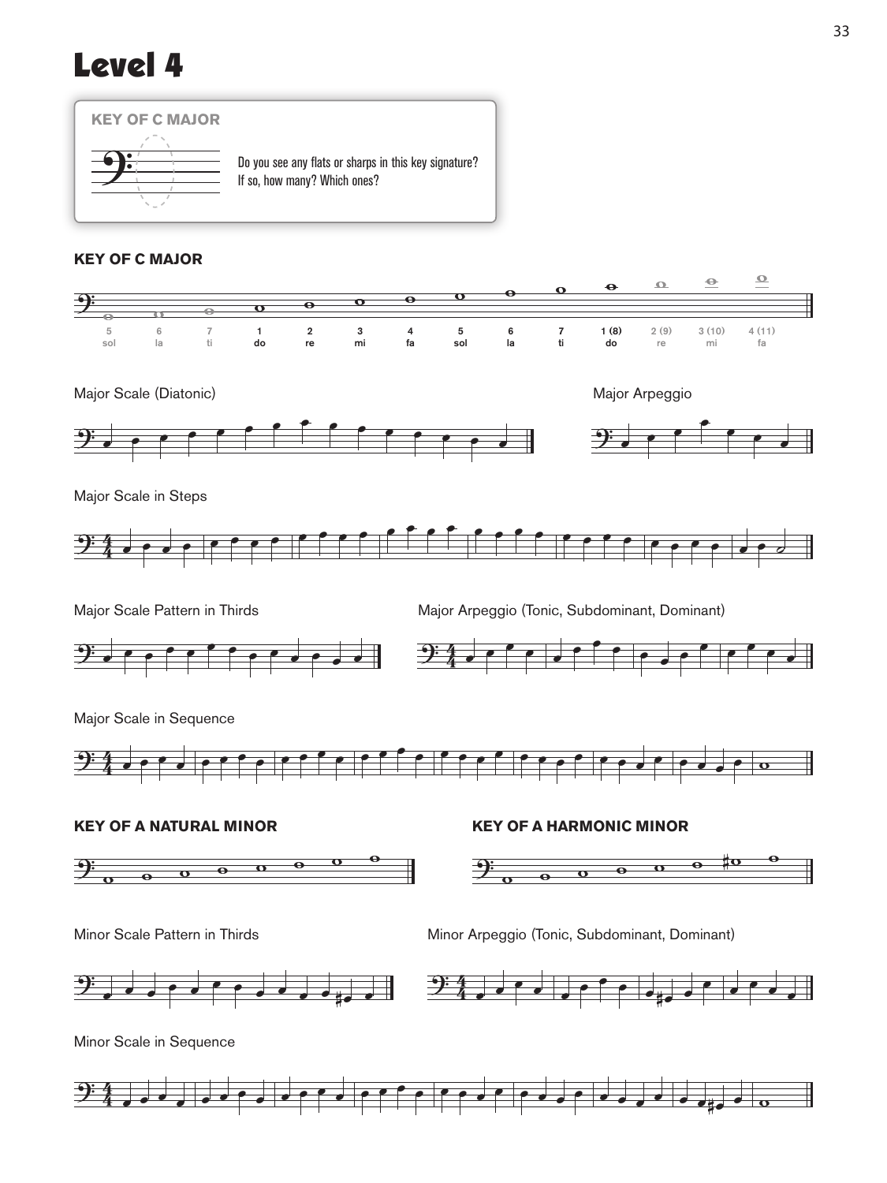# Level 4

**KEY OF C MAJOR**

Do you see any flats or sharps in this key signature? If so, how many? Which ones?

**KEY OF C MAJOR**

| 5 | 6 | 7 | 1 | 2 | 3 | 4 | 5 | 6 | 7 | 1 (8) | 2 (9) | 3 (10) | 4 (11) |
|---|---|---|---|---|---|---|---|---|---|---|---|---|---|
| sol | la | ti | do | re | mi | fa | sol | la | ti | do | re | mi | fa |

Major Scale (Diatonic)

Major Arpeggio

Major Scale in Steps

Major Scale Pattern in Thirds

Major Arpeggio (Tonic, Subdominant, Dominant)

Major Scale in Sequence

**KEY OF A NATURAL MINOR**

**KEY OF A HARMONIC MINOR**

Minor Scale Pattern in Thirds

Minor Arpeggio (Tonic, Subdominant, Dominant)

Minor Scale in Sequence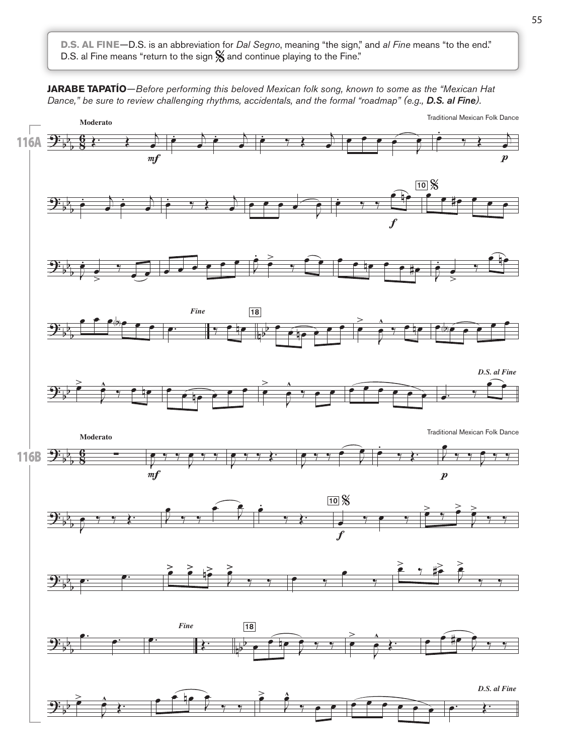**D.S. AL FINE**—D.S. is an abbreviation for *Dal Segno*, meaning "the sign," and *al Fine* means "to the end." D.S. al Fine means "return to the sign 𝄋 and continue playing to the Fine."

**JARABE TAPATÍO**—*Before performing this beloved Mexican folk song, known to some as the "Mexican Hat Dance," be sure to review challenging rhythms, accidentals, and the formal "roadmap" (e.g.,* ***D.S. al Fine****).*

**116A**

Moderato

Traditional Mexican Folk Dance

**116B**

Moderato

Traditional Mexican Folk Dance